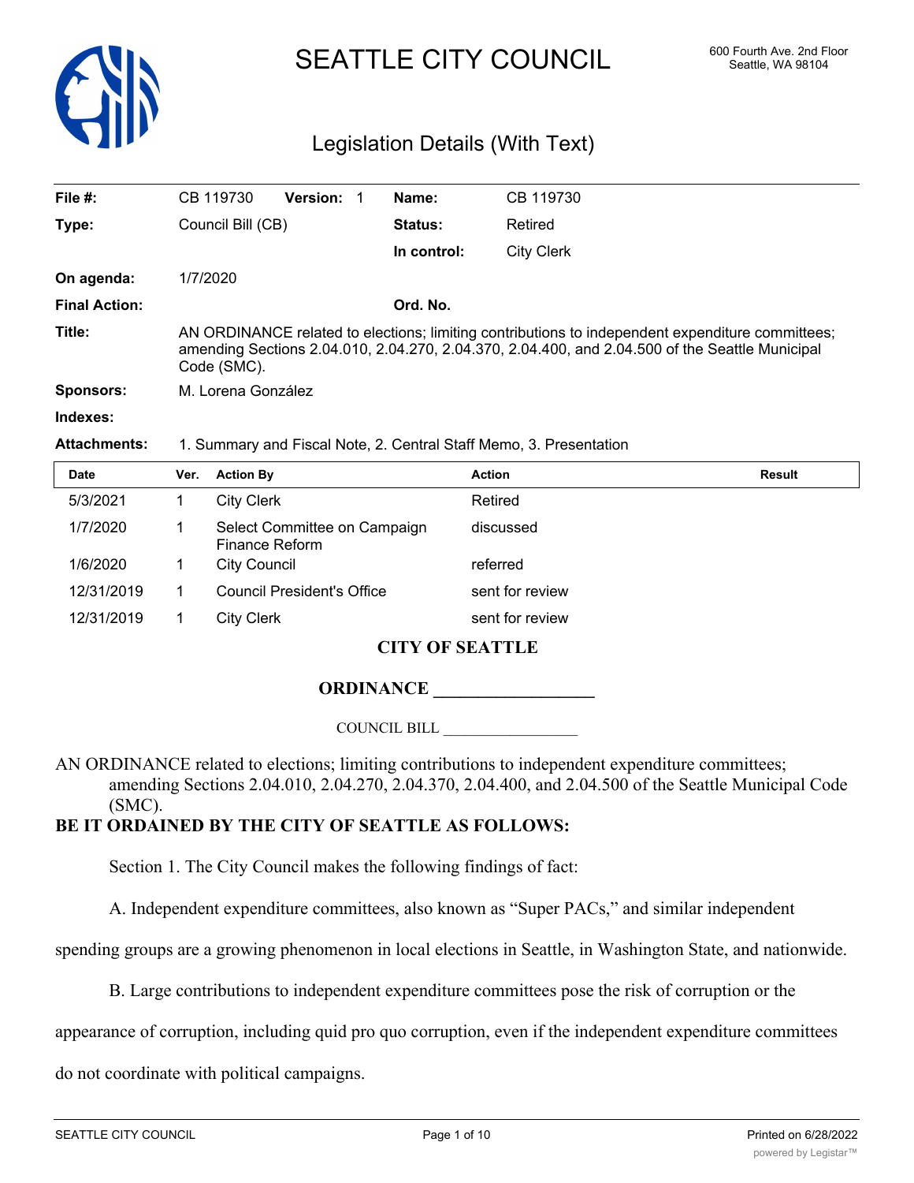# SEATTLE CITY COUNCIL

600 Fourth Ave. 2nd Floor
Seattle, WA 98104

## Legislation Details (With Text)

| | | | |
|---|---|---|---|
| **File #:** | CB 119730 **Version:** 1 | **Name:** | CB 119730 |
| **Type:** | Council Bill (CB) | **Status:** | Retired |
| | | **In control:** | City Clerk |
| **On agenda:** | 1/7/2020 | | |
| **Final Action:** | | **Ord. No.** | |

**Title:** AN ORDINANCE related to elections; limiting contributions to independent expenditure committees; amending Sections 2.04.010, 2.04.270, 2.04.370, 2.04.400, and 2.04.500 of the Seattle Municipal Code (SMC).

**Sponsors:** M. Lorena González

**Indexes:**

**Attachments:** 1. Summary and Fiscal Note, 2. Central Staff Memo, 3. Presentation

| Date | Ver. | Action By | Action | Result |
|---|---|---|---|---|
| 5/3/2021 | 1 | City Clerk | Retired | |
| 1/7/2020 | 1 | Select Committee on Campaign Finance Reform | discussed | |
| 1/6/2020 | 1 | City Council | referred | |
| 12/31/2019 | 1 | Council President's Office | sent for review | |
| 12/31/2019 | 1 | City Clerk | sent for review | |

**CITY OF SEATTLE**

**ORDINANCE __________________**

COUNCIL BILL __________________

AN ORDINANCE related to elections; limiting contributions to independent expenditure committees; amending Sections 2.04.010, 2.04.270, 2.04.370, 2.04.400, and 2.04.500 of the Seattle Municipal Code (SMC).

**BE IT ORDAINED BY THE CITY OF SEATTLE AS FOLLOWS:**

Section 1. The City Council makes the following findings of fact:

A. Independent expenditure committees, also known as "Super PACs," and similar independent spending groups are a growing phenomenon in local elections in Seattle, in Washington State, and nationwide.

B. Large contributions to independent expenditure committees pose the risk of corruption or the appearance of corruption, including quid pro quo corruption, even if the independent expenditure committees do not coordinate with political campaigns.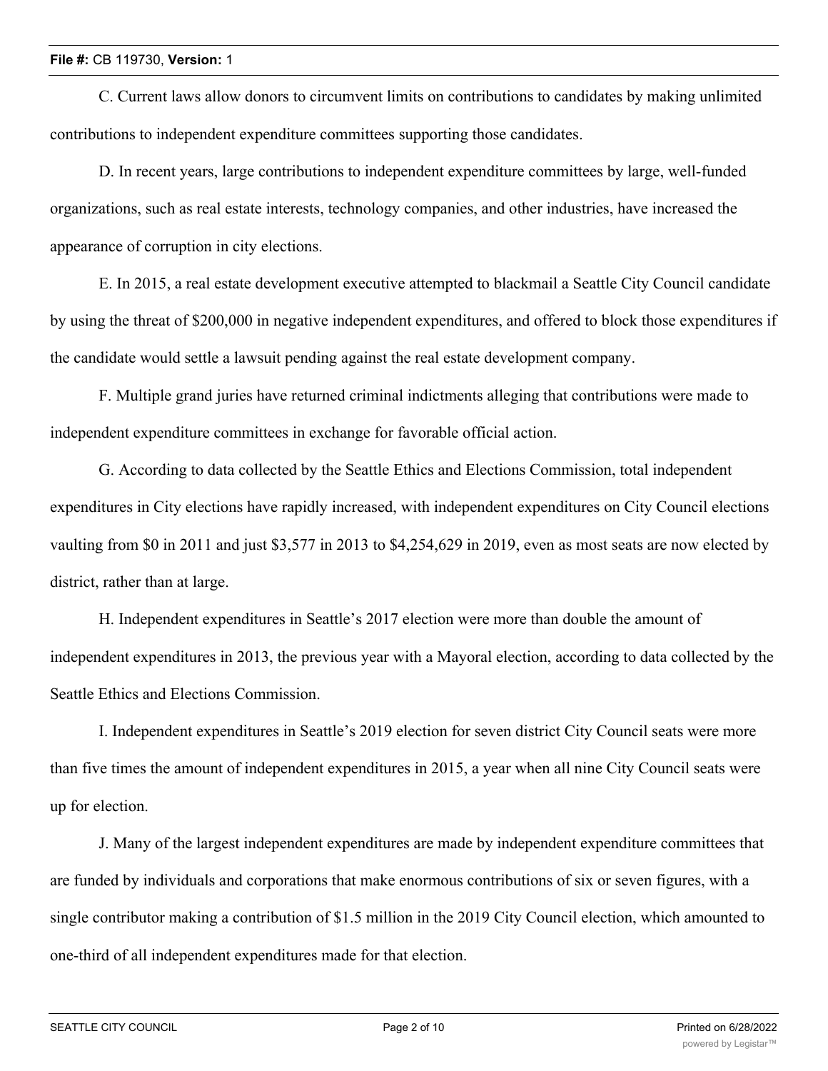C. Current laws allow donors to circumvent limits on contributions to candidates by making unlimited contributions to independent expenditure committees supporting those candidates.

D. In recent years, large contributions to independent expenditure committees by large, well-funded organizations, such as real estate interests, technology companies, and other industries, have increased the appearance of corruption in city elections.

E. In 2015, a real estate development executive attempted to blackmail a Seattle City Council candidate by using the threat of $200,000 in negative independent expenditures, and offered to block those expenditures if the candidate would settle a lawsuit pending against the real estate development company.

F. Multiple grand juries have returned criminal indictments alleging that contributions were made to independent expenditure committees in exchange for favorable official action.

G. According to data collected by the Seattle Ethics and Elections Commission, total independent expenditures in City elections have rapidly increased, with independent expenditures on City Council elections vaulting from $0 in 2011 and just $3,577 in 2013 to $4,254,629 in 2019, even as most seats are now elected by district, rather than at large.

H. Independent expenditures in Seattle's 2017 election were more than double the amount of independent expenditures in 2013, the previous year with a Mayoral election, according to data collected by the Seattle Ethics and Elections Commission.

I. Independent expenditures in Seattle's 2019 election for seven district City Council seats were more than five times the amount of independent expenditures in 2015, a year when all nine City Council seats were up for election.

J. Many of the largest independent expenditures are made by independent expenditure committees that are funded by individuals and corporations that make enormous contributions of six or seven figures, with a single contributor making a contribution of $1.5 million in the 2019 City Council election, which amounted to one-third of all independent expenditures made for that election.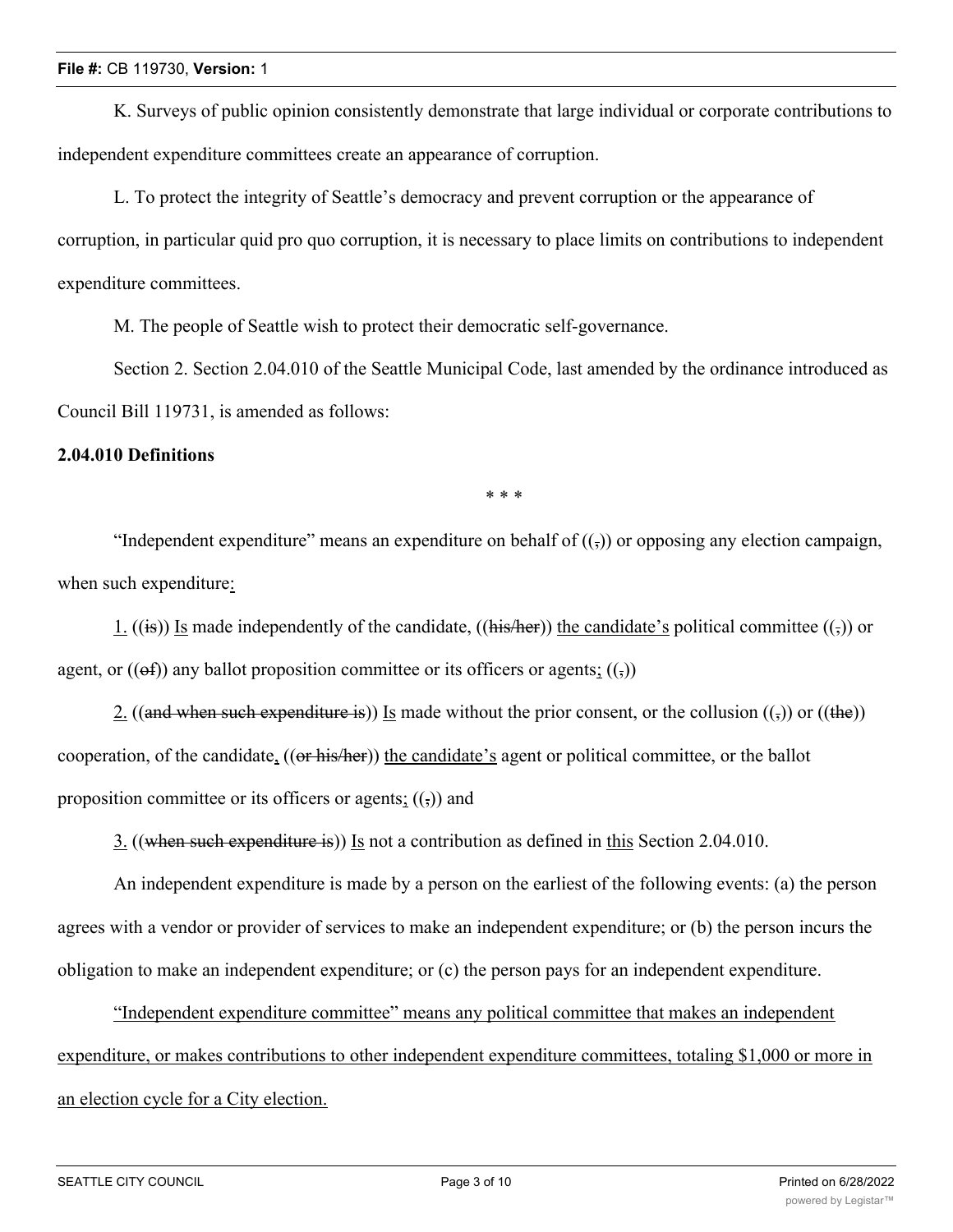K. Surveys of public opinion consistently demonstrate that large individual or corporate contributions to independent expenditure committees create an appearance of corruption.

L. To protect the integrity of Seattle's democracy and prevent corruption or the appearance of corruption, in particular quid pro quo corruption, it is necessary to place limits on contributions to independent expenditure committees.

M. The people of Seattle wish to protect their democratic self-governance.

Section 2. Section 2.04.010 of the Seattle Municipal Code, last amended by the ordinance introduced as Council Bill 119731, is amended as follows:

**2.04.010 Definitions**

\* \* \*

"Independent expenditure" means an expenditure on behalf of ((~~,~~)) or opposing any election campaign, when such expenditure<u>:</u>

<u>1.</u> ((~~is~~)) <u>Is</u> made independently of the candidate, ((~~his/her~~)) <u>the candidate's</u> political committee ((~~,~~)) or agent, or ((~~of~~)) any ballot proposition committee or its officers or agents<u>;</u> ((~~,~~))

<u>2.</u> ((~~and when such expenditure is~~)) <u>Is</u> made without the prior consent, or the collusion ((~~,~~)) or ((~~the~~)) cooperation, of the candidate<u>,</u> ((~~or his/her~~)) <u>the candidate's</u> agent or political committee, or the ballot proposition committee or its officers or agents<u>;</u> ((~~,~~)) and

<u>3.</u> ((~~when such expenditure is~~)) <u>Is</u> not a contribution as defined in <u>this</u> Section 2.04.010.

An independent expenditure is made by a person on the earliest of the following events: (a) the person agrees with a vendor or provider of services to make an independent expenditure; or (b) the person incurs the obligation to make an independent expenditure; or (c) the person pays for an independent expenditure.

<u>"Independent expenditure committee" means any political committee that makes an independent expenditure, or makes contributions to other independent expenditure committees, totaling $1,000 or more in an election cycle for a City election.</u>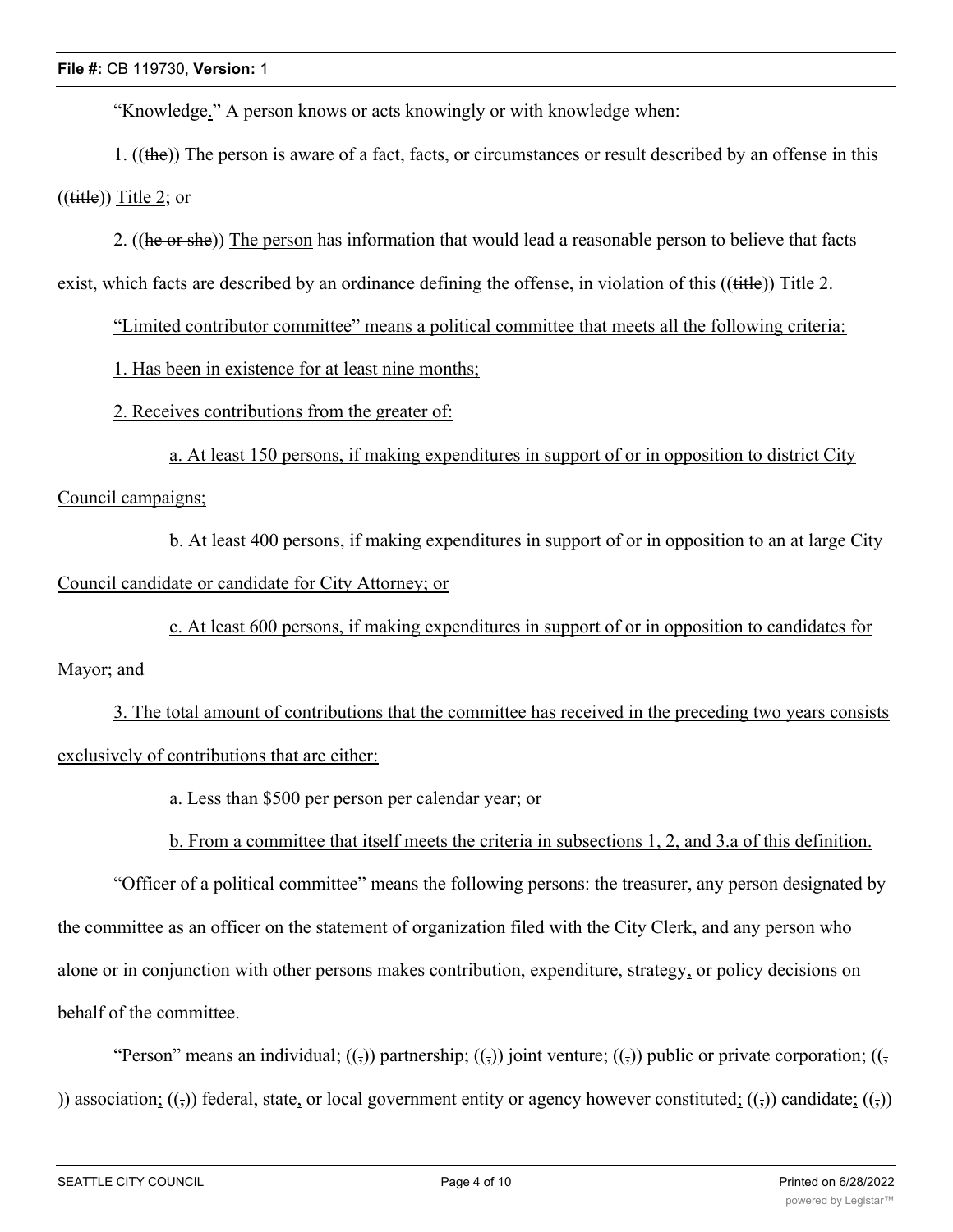"Knowledge." A person knows or acts knowingly or with knowledge when:

1. ((the)) The person is aware of a fact, facts, or circumstances or result described by an offense in this ((title)) Title 2; or

2. ((he or she)) The person has information that would lead a reasonable person to believe that facts exist, which facts are described by an ordinance defining the offense, in violation of this ((title)) Title 2.

"Limited contributor committee" means a political committee that meets all the following criteria:

1. Has been in existence for at least nine months;

2. Receives contributions from the greater of:

a. At least 150 persons, if making expenditures in support of or in opposition to district City Council campaigns;

b. At least 400 persons, if making expenditures in support of or in opposition to an at large City Council candidate or candidate for City Attorney; or

c. At least 600 persons, if making expenditures in support of or in opposition to candidates for Mayor; and

3. The total amount of contributions that the committee has received in the preceding two years consists exclusively of contributions that are either:

a. Less than $500 per person per calendar year; or

b. From a committee that itself meets the criteria in subsections 1, 2, and 3.a of this definition.

"Officer of a political committee" means the following persons: the treasurer, any person designated by the committee as an officer on the statement of organization filed with the City Clerk, and any person who alone or in conjunction with other persons makes contribution, expenditure, strategy, or policy decisions on behalf of the committee.

"Person" means an individual; ((,)) partnership; ((,)) joint venture; ((,)) public or private corporation; ((,)) association; ((,)) federal, state, or local government entity or agency however constituted; ((,)) candidate; ((,))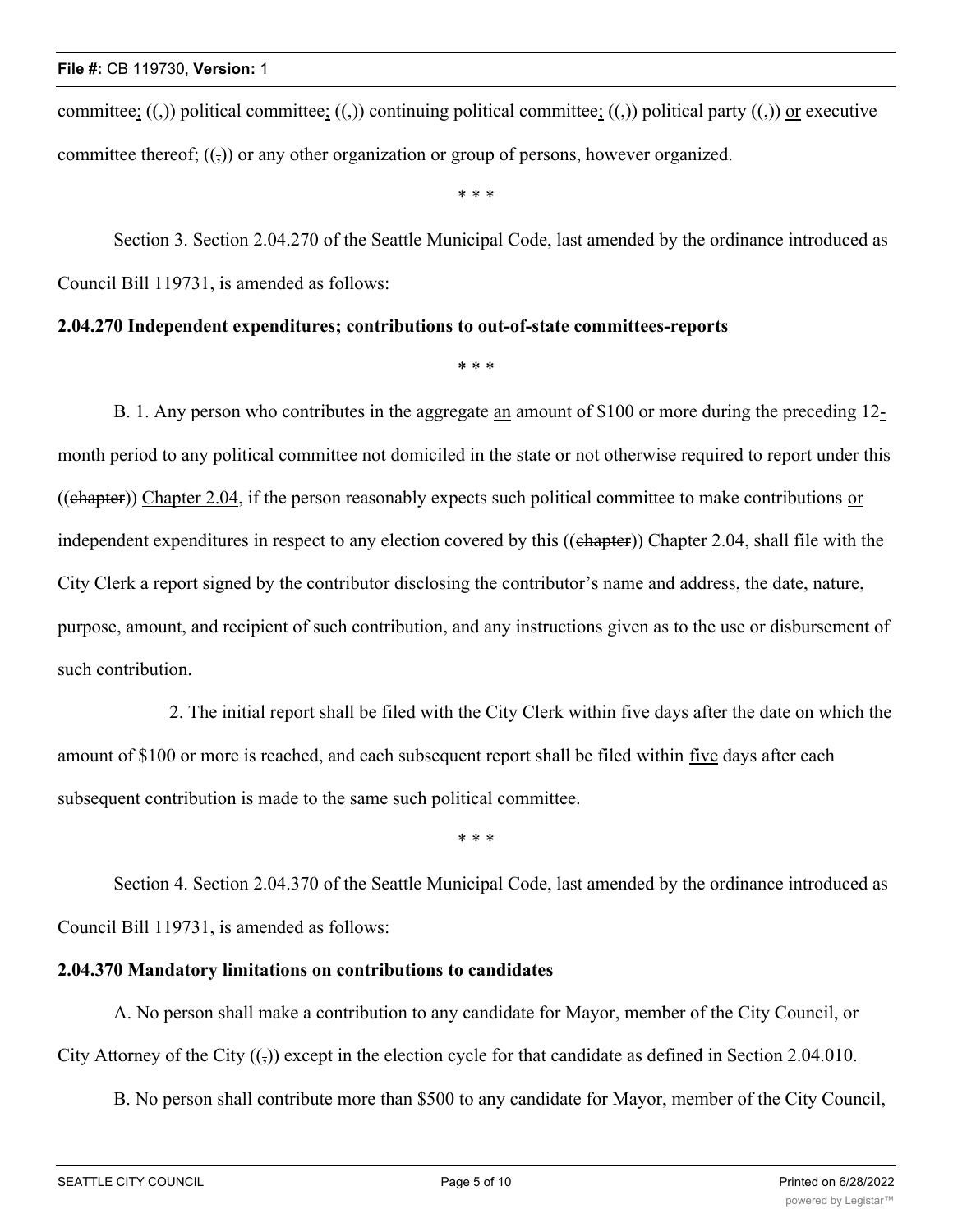committee; ((,)) political committee; ((,)) continuing political committee; ((,)) political party ((,)) or executive committee thereof; ((,)) or any other organization or group of persons, however organized.

\* \* \*

Section 3. Section 2.04.270 of the Seattle Municipal Code, last amended by the ordinance introduced as Council Bill 119731, is amended as follows:

**2.04.270 Independent expenditures; contributions to out-of-state committees-reports**

\* \* \*

B. 1. Any person who contributes in the aggregate an amount of $100 or more during the preceding 12-month period to any political committee not domiciled in the state or not otherwise required to report under this ((~~chapter~~)) Chapter 2.04, if the person reasonably expects such political committee to make contributions or independent expenditures in respect to any election covered by this ((~~chapter~~)) Chapter 2.04, shall file with the City Clerk a report signed by the contributor disclosing the contributor's name and address, the date, nature, purpose, amount, and recipient of such contribution, and any instructions given as to the use or disbursement of such contribution.

2. The initial report shall be filed with the City Clerk within five days after the date on which the amount of $100 or more is reached, and each subsequent report shall be filed within five days after each subsequent contribution is made to the same such political committee.

\* \* \*

Section 4. Section 2.04.370 of the Seattle Municipal Code, last amended by the ordinance introduced as Council Bill 119731, is amended as follows:

**2.04.370 Mandatory limitations on contributions to candidates**

A. No person shall make a contribution to any candidate for Mayor, member of the City Council, or City Attorney of the City ((,)) except in the election cycle for that candidate as defined in Section 2.04.010.

B. No person shall contribute more than $500 to any candidate for Mayor, member of the City Council,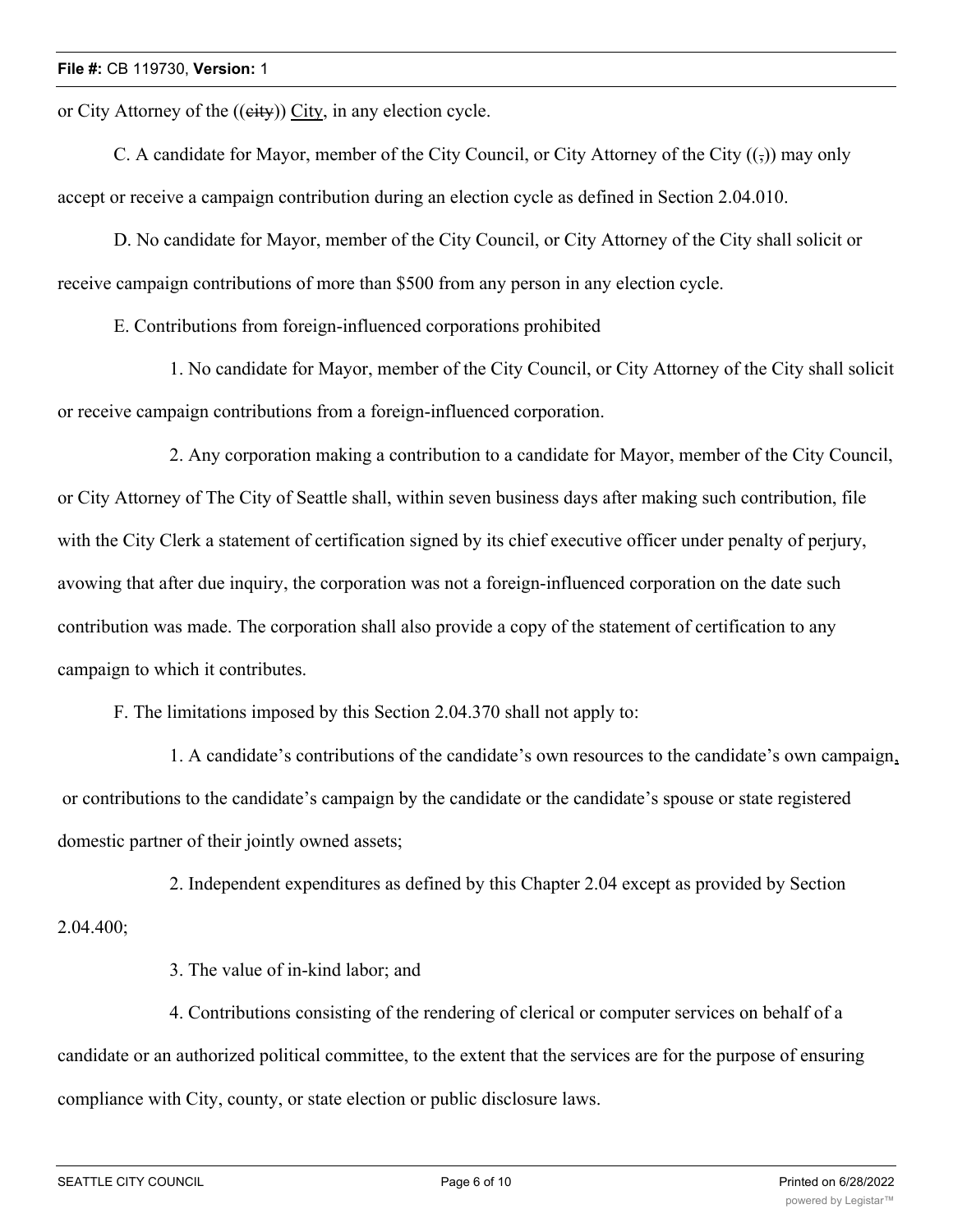or City Attorney of the ((~~city~~)) City, in any election cycle.

C. A candidate for Mayor, member of the City Council, or City Attorney of the City ((~~,~~)) may only accept or receive a campaign contribution during an election cycle as defined in Section 2.04.010.

D. No candidate for Mayor, member of the City Council, or City Attorney of the City shall solicit or receive campaign contributions of more than $500 from any person in any election cycle.

E. Contributions from foreign-influenced corporations prohibited

1. No candidate for Mayor, member of the City Council, or City Attorney of the City shall solicit or receive campaign contributions from a foreign-influenced corporation.

2. Any corporation making a contribution to a candidate for Mayor, member of the City Council, or City Attorney of The City of Seattle shall, within seven business days after making such contribution, file with the City Clerk a statement of certification signed by its chief executive officer under penalty of perjury, avowing that after due inquiry, the corporation was not a foreign-influenced corporation on the date such contribution was made. The corporation shall also provide a copy of the statement of certification to any campaign to which it contributes.

F. The limitations imposed by this Section 2.04.370 shall not apply to:

1. A candidate's contributions of the candidate's own resources to the candidate's own campaign, or contributions to the candidate's campaign by the candidate or the candidate's spouse or state registered domestic partner of their jointly owned assets;

2. Independent expenditures as defined by this Chapter 2.04 except as provided by Section 2.04.400;

3. The value of in-kind labor; and

4. Contributions consisting of the rendering of clerical or computer services on behalf of a candidate or an authorized political committee, to the extent that the services are for the purpose of ensuring compliance with City, county, or state election or public disclosure laws.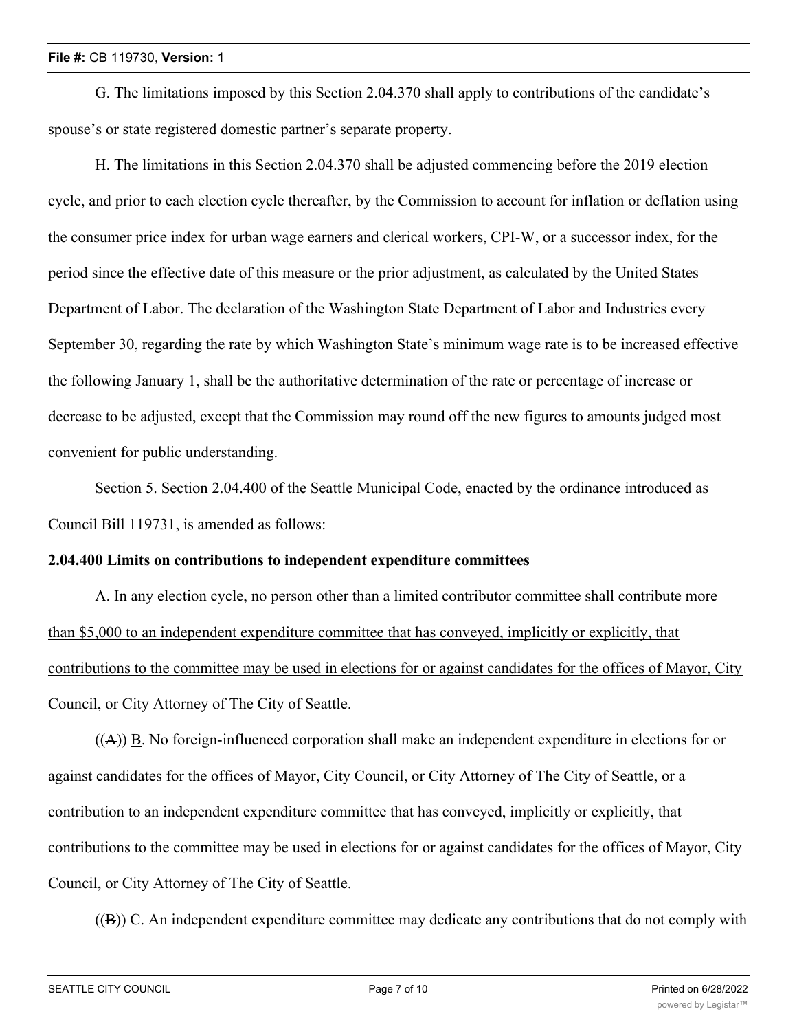G. The limitations imposed by this Section 2.04.370 shall apply to contributions of the candidate's spouse's or state registered domestic partner's separate property.

H. The limitations in this Section 2.04.370 shall be adjusted commencing before the 2019 election cycle, and prior to each election cycle thereafter, by the Commission to account for inflation or deflation using the consumer price index for urban wage earners and clerical workers, CPI-W, or a successor index, for the period since the effective date of this measure or the prior adjustment, as calculated by the United States Department of Labor. The declaration of the Washington State Department of Labor and Industries every September 30, regarding the rate by which Washington State's minimum wage rate is to be increased effective the following January 1, shall be the authoritative determination of the rate or percentage of increase or decrease to be adjusted, except that the Commission may round off the new figures to amounts judged most convenient for public understanding.

Section 5. Section 2.04.400 of the Seattle Municipal Code, enacted by the ordinance introduced as Council Bill 119731, is amended as follows:

**2.04.400 Limits on contributions to independent expenditure committees**

<u>A. In any election cycle, no person other than a limited contributor committee shall contribute more than $5,000 to an independent expenditure committee that has conveyed, implicitly or explicitly, that contributions to the committee may be used in elections for or against candidates for the offices of Mayor, City Council, or City Attorney of The City of Seattle.</u>

((~~A~~)) <u>B</u>. No foreign-influenced corporation shall make an independent expenditure in elections for or against candidates for the offices of Mayor, City Council, or City Attorney of The City of Seattle, or a contribution to an independent expenditure committee that has conveyed, implicitly or explicitly, that contributions to the committee may be used in elections for or against candidates for the offices of Mayor, City Council, or City Attorney of The City of Seattle.

((~~B~~)) <u>C</u>. An independent expenditure committee may dedicate any contributions that do not comply with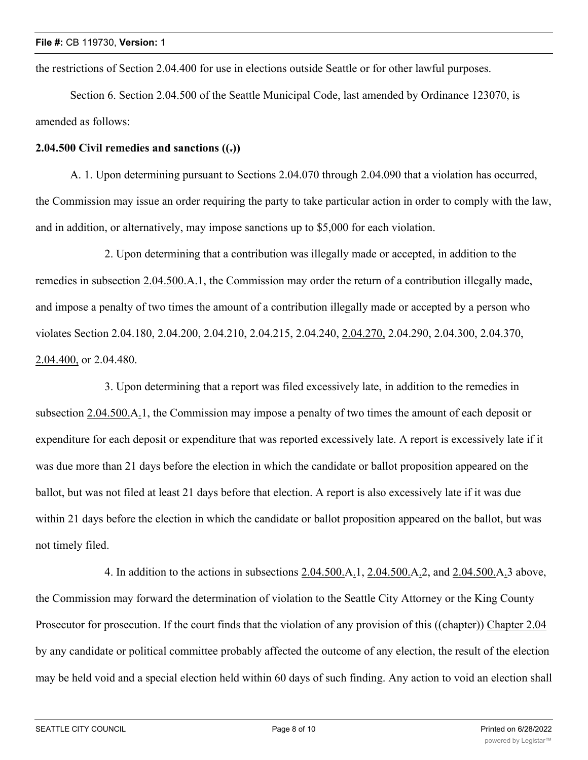the restrictions of Section 2.04.400 for use in elections outside Seattle or for other lawful purposes.

Section 6. Section 2.04.500 of the Seattle Municipal Code, last amended by Ordinance 123070, is amended as follows:

**2.04.500 Civil remedies and sanctions ((.))**

A. 1. Upon determining pursuant to Sections 2.04.070 through 2.04.090 that a violation has occurred, the Commission may issue an order requiring the party to take particular action in order to comply with the law, and in addition, or alternatively, may impose sanctions up to $5,000 for each violation.

2. Upon determining that a contribution was illegally made or accepted, in addition to the remedies in subsection 2.04.500.A.1, the Commission may order the return of a contribution illegally made, and impose a penalty of two times the amount of a contribution illegally made or accepted by a person who violates Section 2.04.180, 2.04.200, 2.04.210, 2.04.215, 2.04.240, 2.04.270, 2.04.290, 2.04.300, 2.04.370, 2.04.400, or 2.04.480.

3. Upon determining that a report was filed excessively late, in addition to the remedies in subsection 2.04.500.A.1, the Commission may impose a penalty of two times the amount of each deposit or expenditure for each deposit or expenditure that was reported excessively late. A report is excessively late if it was due more than 21 days before the election in which the candidate or ballot proposition appeared on the ballot, but was not filed at least 21 days before that election. A report is also excessively late if it was due within 21 days before the election in which the candidate or ballot proposition appeared on the ballot, but was not timely filed.

4. In addition to the actions in subsections 2.04.500.A.1, 2.04.500.A.2, and 2.04.500.A.3 above, the Commission may forward the determination of violation to the Seattle City Attorney or the King County Prosecutor for prosecution. If the court finds that the violation of any provision of this ((chapter)) Chapter 2.04 by any candidate or political committee probably affected the outcome of any election, the result of the election may be held void and a special election held within 60 days of such finding. Any action to void an election shall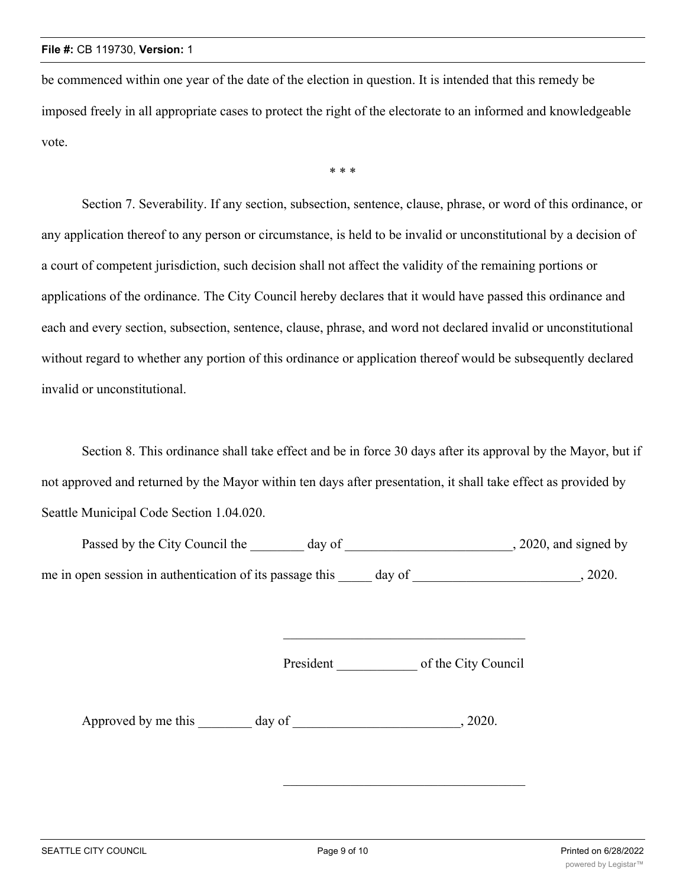be commenced within one year of the date of the election in question. It is intended that this remedy be imposed freely in all appropriate cases to protect the right of the electorate to an informed and knowledgeable vote.

\* \* \*

Section 7. Severability. If any section, subsection, sentence, clause, phrase, or word of this ordinance, or any application thereof to any person or circumstance, is held to be invalid or unconstitutional by a decision of a court of competent jurisdiction, such decision shall not affect the validity of the remaining portions or applications of the ordinance. The City Council hereby declares that it would have passed this ordinance and each and every section, subsection, sentence, clause, phrase, and word not declared invalid or unconstitutional without regard to whether any portion of this ordinance or application thereof would be subsequently declared invalid or unconstitutional.

Section 8. This ordinance shall take effect and be in force 30 days after its approval by the Mayor, but if not approved and returned by the Mayor within ten days after presentation, it shall take effect as provided by Seattle Municipal Code Section 1.04.020.

Passed by the City Council the ________ day of _________________________, 2020, and signed by me in open session in authentication of its passage this _____ day of _________________________, 2020.

____________________________________

President ____________ of the City Council

Approved by me this ________ day of _________________________, 2020.

____________________________________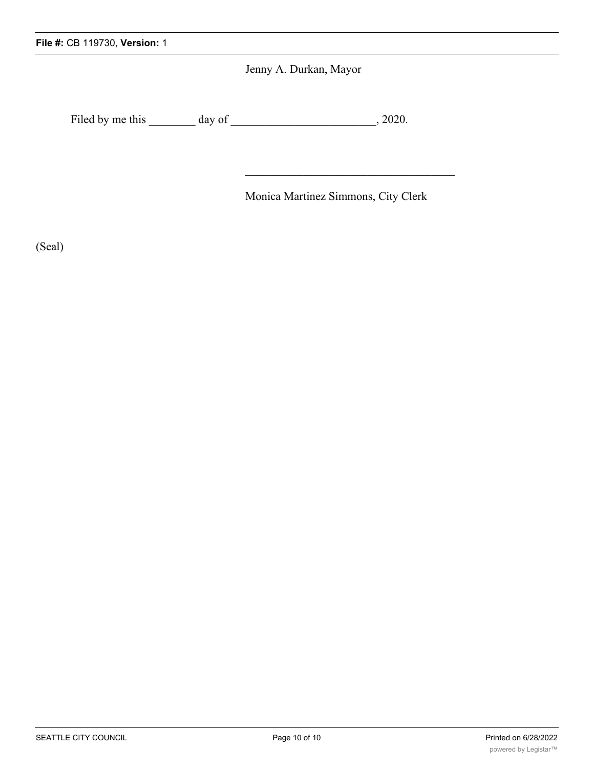Jenny A. Durkan, Mayor

Filed by me this ________ day of _________________________, 2020.

____________________________________

Monica Martinez Simmons, City Clerk

(Seal)